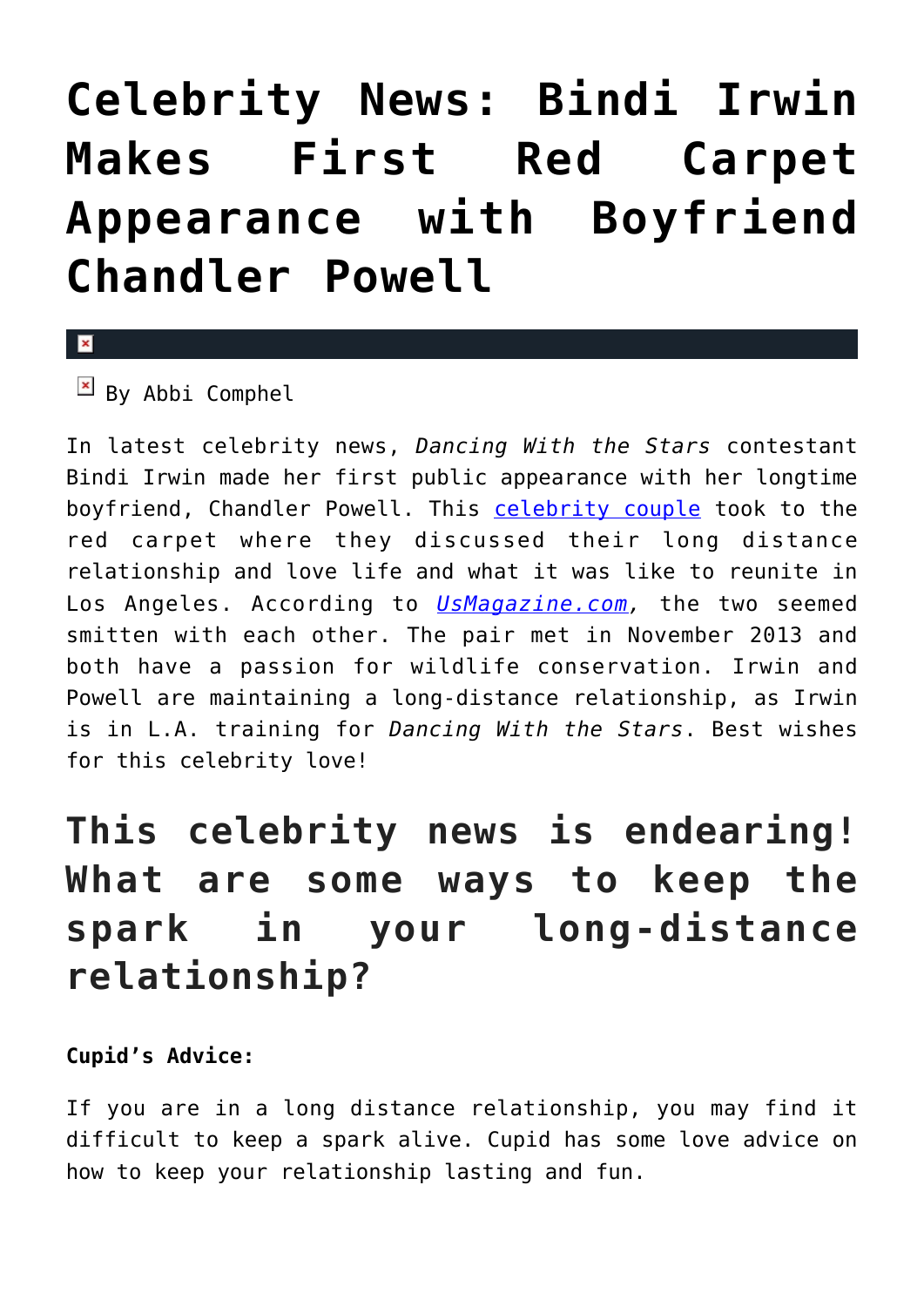# Celebrity News: Bindi Irwin Makes First Red Carpet Appearance with Boyfriend Chandler Powell

By Abbi Comphel

In latest celebrity news, *Dancing With the Stars* contestant Bindi Irwin made her first public appearance with her longtime boyfriend, Chandler Powell. This celebrity couple took to the red carpet where they discussed their long distance relationship and love life and what it was like to reunite in Los Angeles. According to *UsMagazine.com*, the two seemed smitten with each other. The pair met in November 2013 and both have a passion for wildlife conservation. Irwin and Powell are maintaining a long-distance relationship, as Irwin is in L.A. training for *Dancing With the Stars*. Best wishes for this celebrity love!

## This celebrity news is endearing! What are some ways to keep the spark in your long-distance relationship?

**Cupid's Advice:**

If you are in a long distance relationship, you may find it difficult to keep a spark alive. Cupid has some love advice on how to keep your relationship lasting and fun.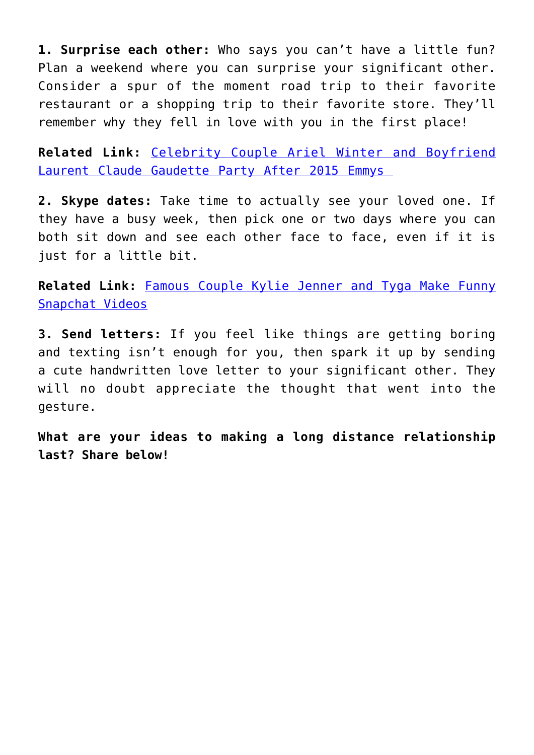**1. Surprise each other:** Who says you can't have a little fun? Plan a weekend where you can surprise your significant other. Consider a spur of the moment road trip to their favorite restaurant or a shopping trip to their favorite store. They'll remember why they fell in love with you in the first place!

**Related Link:** Celebrity Couple Ariel Winter and Boyfriend Laurent Claude Gaudette Party After 2015 Emmys

**2. Skype dates:** Take time to actually see your loved one. If they have a busy week, then pick one or two days where you can both sit down and see each other face to face, even if it is just for a little bit.

**Related Link:** Famous Couple Kylie Jenner and Tyga Make Funny Snapchat Videos

**3. Send letters:** If you feel like things are getting boring and texting isn't enough for you, then spark it up by sending a cute handwritten love letter to your significant other. They will no doubt appreciate the thought that went into the gesture.

**What are your ideas to making a long distance relationship last? Share below!**